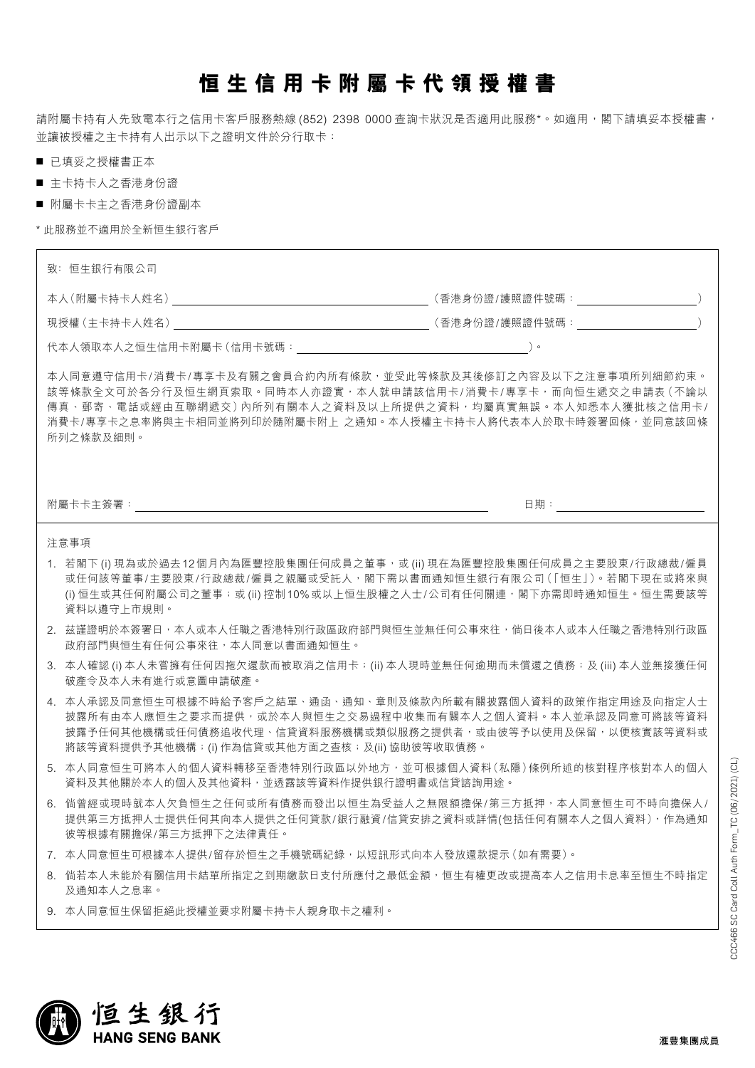# 恒生信用卡附屬卡代領授權書

請附屬卡持有人先致電本行之信用卡客戶服務熱線 (852) 2398 0000 查詢卡狀況是否適用此服務*。如適用，閣下請填妥本授權書，並讓被授權之主卡持有人出示以下之證明文件於分行取卡：

- 已填妥之授權書正本
- 主卡持卡人之香港身份證
- 附屬卡卡主之香港身份證副本

* 此服務並不適用於全新恒生銀行客戶

致：恒生銀行有限公司

本人（附屬卡持卡人姓名）＿＿＿＿＿＿＿＿＿＿＿＿＿＿＿＿（香港身份證/護照證件號碼：＿＿＿＿＿＿＿＿）

現授權（主卡持卡人姓名）＿＿＿＿＿＿＿＿＿＿＿＿＿＿＿＿（香港身份證/護照證件號碼：＿＿＿＿＿＿＿＿）

代本人領取本人之恒生信用卡附屬卡（信用卡號碼：＿＿＿＿＿＿＿＿＿＿＿＿＿＿＿＿）。

本人同意遵守信用卡/消費卡/專享卡及有關之會員合約內所有條款，並受此等條款及其後修訂之內容及以下之注意事項所列細節約束。該等條款全文可於各分行及恒生網頁索取。同時本人亦證實，本人就申請該信用卡/消費卡/專享卡，而向恒生遞交之申請表（不論以傳真、郵寄、電話或經由互聯網遞交）內所列有關本人之資料及以上所提供之資料，均屬真實無誤。本人知悉本人獲批核之信用卡/消費卡/專享卡之息率將與主卡相同並將列印於隨附屬卡附上 之通知。本人授權主卡持卡人將代表本人於取卡時簽署回條，並同意該回條所列之條款及細則。

附屬卡卡主簽署：＿＿＿＿＿＿＿＿＿＿＿＿＿＿＿＿ 日期：＿＿＿＿＿＿＿＿

注意事項

1. 若閣下 (i) 現為或於過去12個月內為匯豐控股集團任何成員之董事，或 (ii) 現在為匯豐控股集團任何成員之主要股東/行政總裁/僱員或任何該等董事/主要股東/行政總裁/僱員之親屬或受託人，閣下需以書面通知恒生銀行有限公司(「恒生」)。若閣下現在或將來與 (i) 恒生或其任何附屬公司之董事；或 (ii) 控制10%或以上恒生股權之人士/公司有任何關連，閣下亦需即時通知恒生。恒生需要該等資料以遵守上市規則。
2. 茲謹證明於本簽署日，本人或本人任職之香港特別行政區政府部門與恒生並無任何公事來往，倘日後本人或本人任職之香港特別行政區政府部門與恒生有任何公事來往，本人同意以書面通知恒生。
3. 本人確認 (i) 本人未嘗擁有任何因拖欠還款而被取消之信用卡；(ii) 本人現時並無任何逾期而未償還之債務；及 (iii) 本人並無接獲任何破產令及本人未有進行或意圖申請破產。
4. 本人承認及同意恒生可根據不時給予客戶之結單、通函、通知、章則及條款內所載有關披露個人資料的政策作指定用途及向指定人士披露所有由本人應恒生之要求而提供，或於本人與恒生之交易過程中收集而有關本人之個人資料。本人並承認及同意可將該等資料披露予任何其他機構或任何債務追收代理、信貸資料服務機構或類似服務之提供者，或由彼等予以使用及保留，以便核實該等資料或將該等資料提供予其他機構；(i) 作為信貸或其他方面之查核；及(ii) 協助彼等收取債務。
5. 本人同意恒生可將本人的個人資料轉移至香港特別行政區以外地方，並可根據個人資料（私隱）條例所述的核對程序核對本人的個人資料及其他關於本人的個人及其他資料，並透露該等資料作提供銀行證明書或信貸諮詢用途。
6. 倘曾經或現時就本人欠負恒生之任何或所有債務而發出以恒生為受益人之無限額擔保/第三方抵押，本人同意恒生可不時向擔保人/提供第三方抵押人士提供任何其向本人提供之任何貸款/銀行融資/信貸安排之資料或詳情(包括任何有關本人之個人資料)，作為通知彼等根據有關擔保/第三方抵押下之法律責任。
7. 本人同意恒生可根據本人提供/留存於恒生之手機號碼紀錄，以短訊形式向本人發放還款提示（如有需要）。
8. 倘若本人未能於有關信用卡結單所指定之到期繳款日支付所應付之最低金額，恒生有權更改或提高本人之信用卡息率至恒生不時指定及通知本人之息率。
9. 本人同意恒生保留拒絕此授權並要求附屬卡持卡人親身取卡之權利。

CCC466 SC Card Coll Auth Form_TC (06/2021) (CL)

恒生銀行
HANG SENG BANK

滙豐集團成員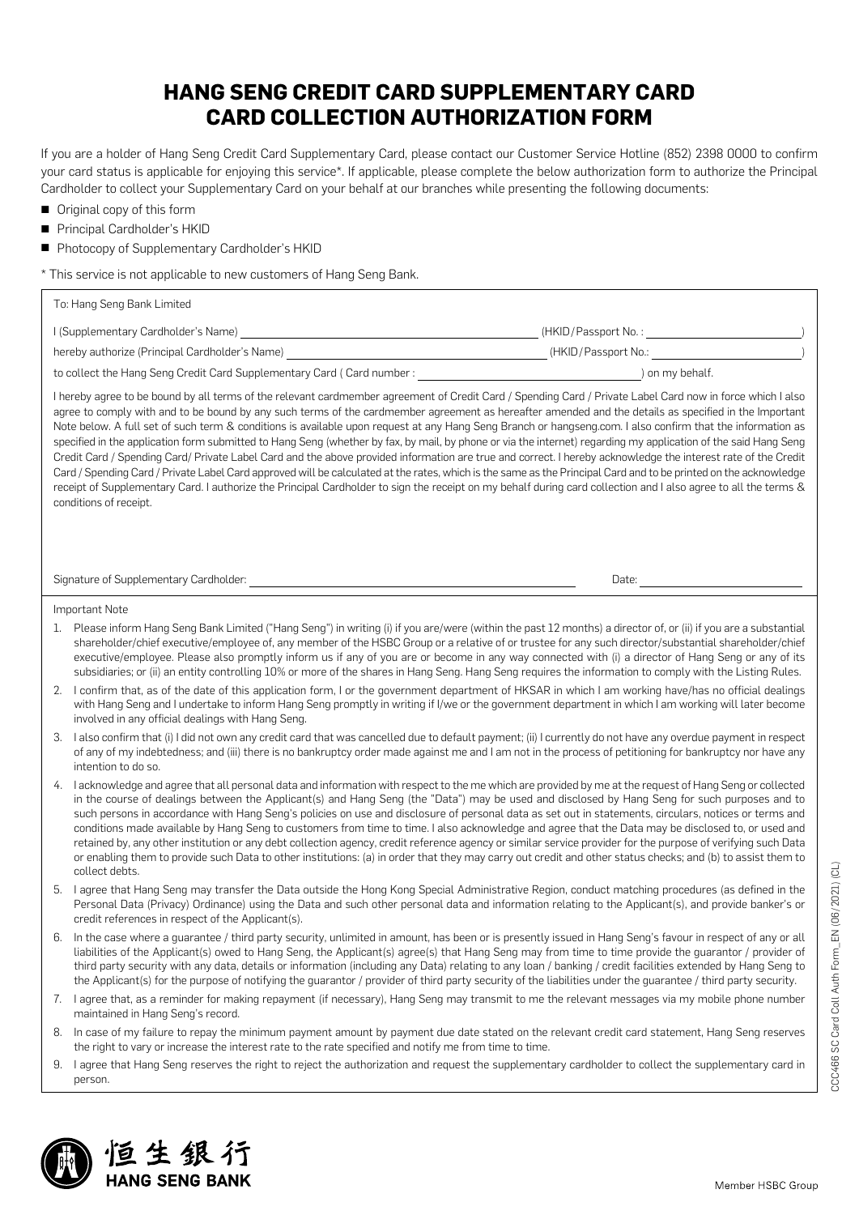# HANG SENG CREDIT CARD SUPPLEMENTARY CARD CARD COLLECTION AUTHORIZATION FORM

If you are a holder of Hang Seng Credit Card Supplementary Card, please contact our Customer Service Hotline (852) 2398 0000 to confirm your card status is applicable for enjoying this service*. If applicable, please complete the below authorization form to authorize the Principal Cardholder to collect your Supplementary Card on your behalf at our branches while presenting the following documents:

- Original copy of this form
- Principal Cardholder's HKID
- Photocopy of Supplementary Cardholder's HKID

* This service is not applicable to new customers of Hang Seng Bank.

To: Hang Seng Bank Limited

I (Supplementary Cardholder's Name) ______________________ (HKID/Passport No. : ______________)

hereby authorize (Principal Cardholder's Name) ______________________ (HKID/Passport No.: ______________)

to collect the Hang Seng Credit Card Supplementary Card ( Card number : ______________________ ) on my behalf.

I hereby agree to be bound by all terms of the relevant cardmember agreement of Credit Card / Spending Card / Private Label Card now in force which I also agree to comply with and to be bound by any such terms of the cardmember agreement as hereafter amended and the details as specified in the Important Note below. A full set of such term & conditions is available upon request at any Hang Seng Branch or hangseng.com. I also confirm that the information as specified in the application form submitted to Hang Seng (whether by fax, by mail, by phone or via the internet) regarding my application of the said Hang Seng Credit Card / Spending Card/ Private Label Card and the above provided information are true and correct. I hereby acknowledge the interest rate of the Credit Card / Spending Card / Private Label Card approved will be calculated at the rates, which is the same as the Principal Card and to be printed on the acknowledge receipt of Supplementary Card. I authorize the Principal Cardholder to sign the receipt on my behalf during card collection and I also agree to all the terms & conditions of receipt.

Signature of Supplementary Cardholder: ______________________ Date: ______________

Important Note

1. Please inform Hang Seng Bank Limited ("Hang Seng") in writing (i) if you are/were (within the past 12 months) a director of, or (ii) if you are a substantial shareholder/chief executive/employee of, any member of the HSBC Group or a relative of or trustee for any such director/substantial shareholder/chief executive/employee. Please also promptly inform us if any of you are or become in any way connected with (i) a director of Hang Seng or any of its subsidiaries; or (ii) an entity controlling 10% or more of the shares in Hang Seng. Hang Seng requires the information to comply with the Listing Rules.
2. I confirm that, as of the date of this application form, I or the government department of HKSAR in which I am working have/has no official dealings with Hang Seng and I undertake to inform Hang Seng promptly in writing if I/we or the government department in which I am working will later become involved in any official dealings with Hang Seng.
3. I also confirm that (i) I did not own any credit card that was cancelled due to default payment; (ii) I currently do not have any overdue payment in respect of any of my indebtedness; and (iii) there is no bankruptcy order made against me and I am not in the process of petitioning for bankruptcy nor have any intention to do so.
4. I acknowledge and agree that all personal data and information with respect to the me which are provided by me at the request of Hang Seng or collected in the course of dealings between the Applicant(s) and Hang Seng (the "Data") may be used and disclosed by Hang Seng for such purposes and to such persons in accordance with Hang Seng's policies on use and disclosure of personal data as set out in statements, circulars, notices or terms and conditions made available by Hang Seng to customers from time to time. I also acknowledge and agree that the Data may be disclosed to, or used and retained by, any other institution or any debt collection agency, credit reference agency or similar service provider for the purpose of verifying such Data or enabling them to provide such Data to other institutions: (a) in order that they may carry out credit and other status checks; and (b) to assist them to collect debts.
5. I agree that Hang Seng may transfer the Data outside the Hong Kong Special Administrative Region, conduct matching procedures (as defined in the Personal Data (Privacy) Ordinance) using the Data and such other personal data and information relating to the Applicant(s), and provide banker's or credit references in respect of the Applicant(s).
6. In the case where a guarantee / third party security, unlimited in amount, has been or is presently issued in Hang Seng's favour in respect of any or all liabilities of the Applicant(s) owed to Hang Seng, the Applicant(s) agree(s) that Hang Seng may from time to time provide the guarantor / provider of third party security with any data, details or information (including any Data) relating to any loan / banking / credit facilities extended by Hang Seng to the Applicant(s) for the purpose of notifying the guarantor / provider of third party security of the liabilities under the guarantee / third party security.
7. I agree that, as a reminder for making repayment (if necessary), Hang Seng may transmit to me the relevant messages via my mobile phone number maintained in Hang Seng's record.
8. In case of my failure to repay the minimum payment amount by payment due date stated on the relevant credit card statement, Hang Seng reserves the right to vary or increase the interest rate to the rate specified and notify me from time to time.
9. I agree that Hang Seng reserves the right to reject the authorization and request the supplementary cardholder to collect the supplementary card in person.

CCC466 SC Card Coll Auth Form_EN (06/2021) (CL)

恒生銀行 HANG SENG BANK

Member HSBC Group